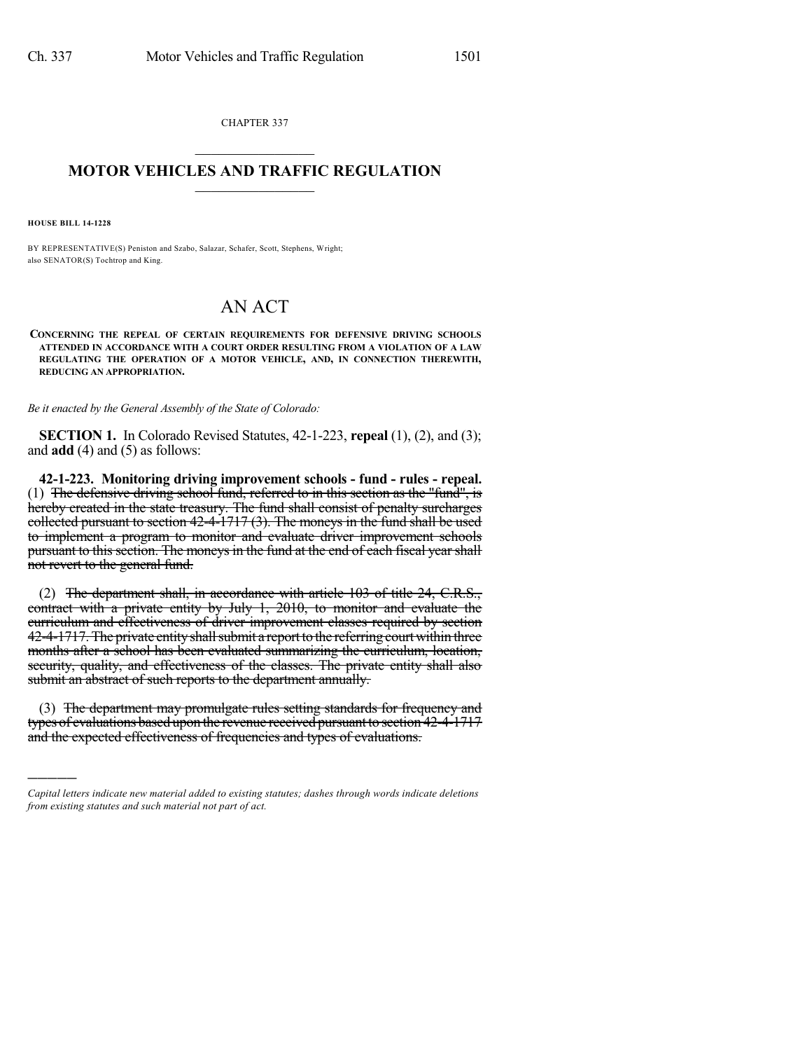CHAPTER 337

# MOTOR VEHICLES AND TRAFFIC REGULATION

**HOUSE BILL 14-1228**

BY REPRESENTATIVE(S) Peniston and Szabo, Salazar, Schafer, Scott, Stephens, Wright; also SENATOR(S) Tochtrop and King.

# AN ACT

**CONCERNING THE REPEAL OF CERTAIN REQUIREMENTS FOR DEFENSIVE DRIVING SCHOOLS ATTENDED IN ACCORDANCE WITH A COURT ORDER RESULTING FROM A VIOLATION OF A LAW REGULATING THE OPERATION OF A MOTOR VEHICLE, AND, IN CONNECTION THEREWITH, REDUCING AN APPROPRIATION.**

*Be it enacted by the General Assembly of the State of Colorado:*

**SECTION 1.** In Colorado Revised Statutes, 42-1-223, **repeal** (1), (2), and (3); and **add** (4) and (5) as follows:

**42-1-223. Monitoring driving improvement schools - fund - rules - repeal.** (1) ~~The defensive driving school fund, referred to in this section as the "fund", is hereby created in the state treasury. The fund shall consist of penalty surcharges collected pursuant to section 42-4-1717 (3). The moneys in the fund shall be used to implement a program to monitor and evaluate driver improvement schools pursuant to this section. The moneys in the fund at the end of each fiscal year shall not revert to the general fund.~~

(2) ~~The department shall, in accordance with article 103 of title 24, C.R.S., contract with a private entity by July 1, 2010, to monitor and evaluate the curriculum and effectiveness of driver improvement classes required by section 42-4-1717. The private entity shall submit a report to the referring court within three months after a school has been evaluated summarizing the curriculum, location, security, quality, and effectiveness of the classes. The private entity shall also submit an abstract of such reports to the department annually.~~

(3) ~~The department may promulgate rules setting standards for frequency and types of evaluations based upon the revenue received pursuant to section 42-4-1717 and the expected effectiveness of frequencies and types of evaluations.~~

---

*Capital letters indicate new material added to existing statutes; dashes through words indicate deletions from existing statutes and such material not part of act.*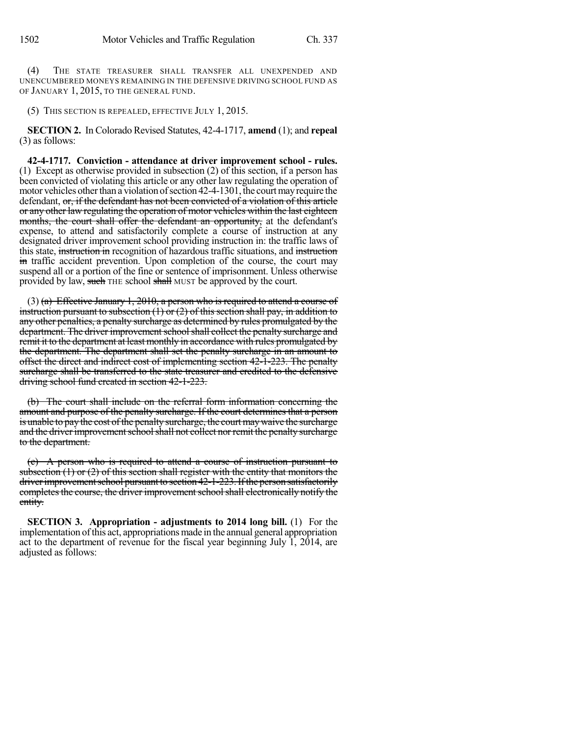(4) THE STATE TREASURER SHALL TRANSFER ALL UNEXPENDED AND UNENCUMBERED MONEYS REMAINING IN THE DEFENSIVE DRIVING SCHOOL FUND AS OF JANUARY 1, 2015, TO THE GENERAL FUND.

(5) THIS SECTION IS REPEALED, EFFECTIVE JULY 1, 2015.

**SECTION 2.** In Colorado Revised Statutes, 42-4-1717, **amend** (1); and **repeal** (3) as follows:

**42-4-1717. Conviction - attendance at driver improvement school - rules.** (1) Except as otherwise provided in subsection (2) of this section, if a person has been convicted of violating this article or any other law regulating the operation of motor vehicles other than a violation of section 42-4-1301, the court may require the defendant, ~~or, if the defendant has not been convicted of a violation of this article or any other law regulating the operation of motor vehicles within the last eighteen months, the court shall offer the defendant an opportunity,~~ at the defendant's expense, to attend and satisfactorily complete a course of instruction at any designated driver improvement school providing instruction in: the traffic laws of this state, ~~instruction in~~ recognition of hazardous traffic situations, and ~~instruction in~~ traffic accident prevention. Upon completion of the course, the court may suspend all or a portion of the fine or sentence of imprisonment. Unless otherwise provided by law, ~~such~~ THE school ~~shall~~ MUST be approved by the court.

(3) ~~(a) Effective January 1, 2010, a person who is required to attend a course of instruction pursuant to subsection (1) or (2) of this section shall pay, in addition to any other penalties, a penalty surcharge as determined by rules promulgated by the department. The driver improvement school shall collect the penalty surcharge and remit it to the department at least monthly in accordance with rules promulgated by the department. The department shall set the penalty surcharge in an amount to offset the direct and indirect cost of implementing section 42-1-223. The penalty surcharge shall be transferred to the state treasurer and credited to the defensive driving school fund created in section 42-1-223.~~

~~(b) The court shall include on the referral form information concerning the amount and purpose of the penalty surcharge. If the court determines that a person is unable to pay the cost of the penalty surcharge, the court may waive the surcharge and the driver improvement school shall not collect nor remit the penalty surcharge to the department.~~

~~(c) A person who is required to attend a course of instruction pursuant to subsection (1) or (2) of this section shall register with the entity that monitors the driver improvement school pursuant to section 42-1-223. If the person satisfactorily completes the course, the driver improvement school shall electronically notify the entity.~~

**SECTION 3. Appropriation - adjustments to 2014 long bill.** (1) For the implementation of this act, appropriations made in the annual general appropriation act to the department of revenue for the fiscal year beginning July 1, 2014, are adjusted as follows: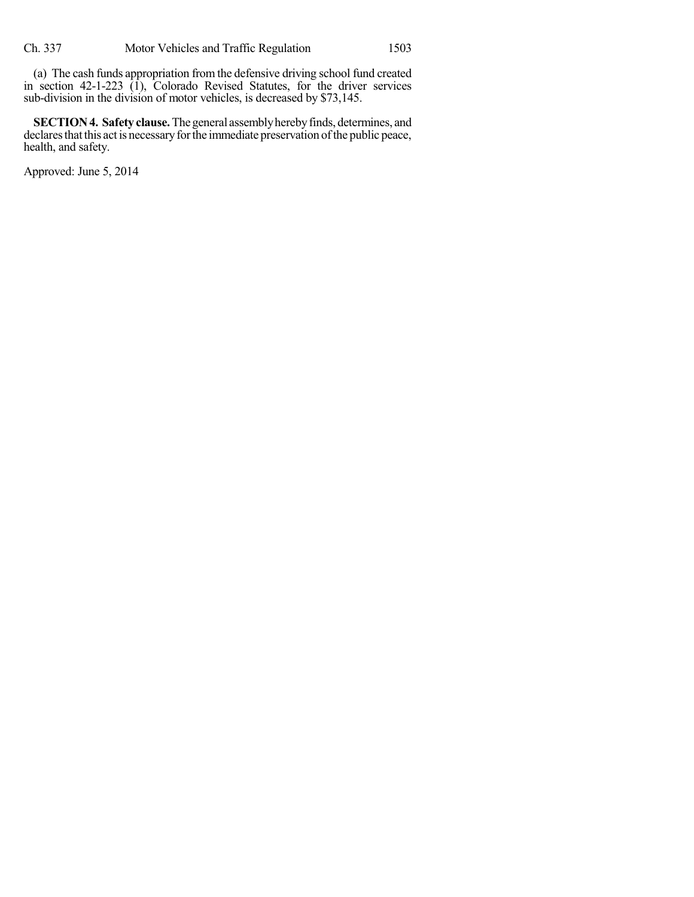(a) The cash funds appropriation from the defensive driving school fund created in section 42-1-223 (1), Colorado Revised Statutes, for the driver services sub-division in the division of motor vehicles, is decreased by $73,145.

**SECTION 4. Safety clause.** The general assembly hereby finds, determines, and declares that this act is necessary for the immediate preservation of the public peace, health, and safety.

Approved: June 5, 2014